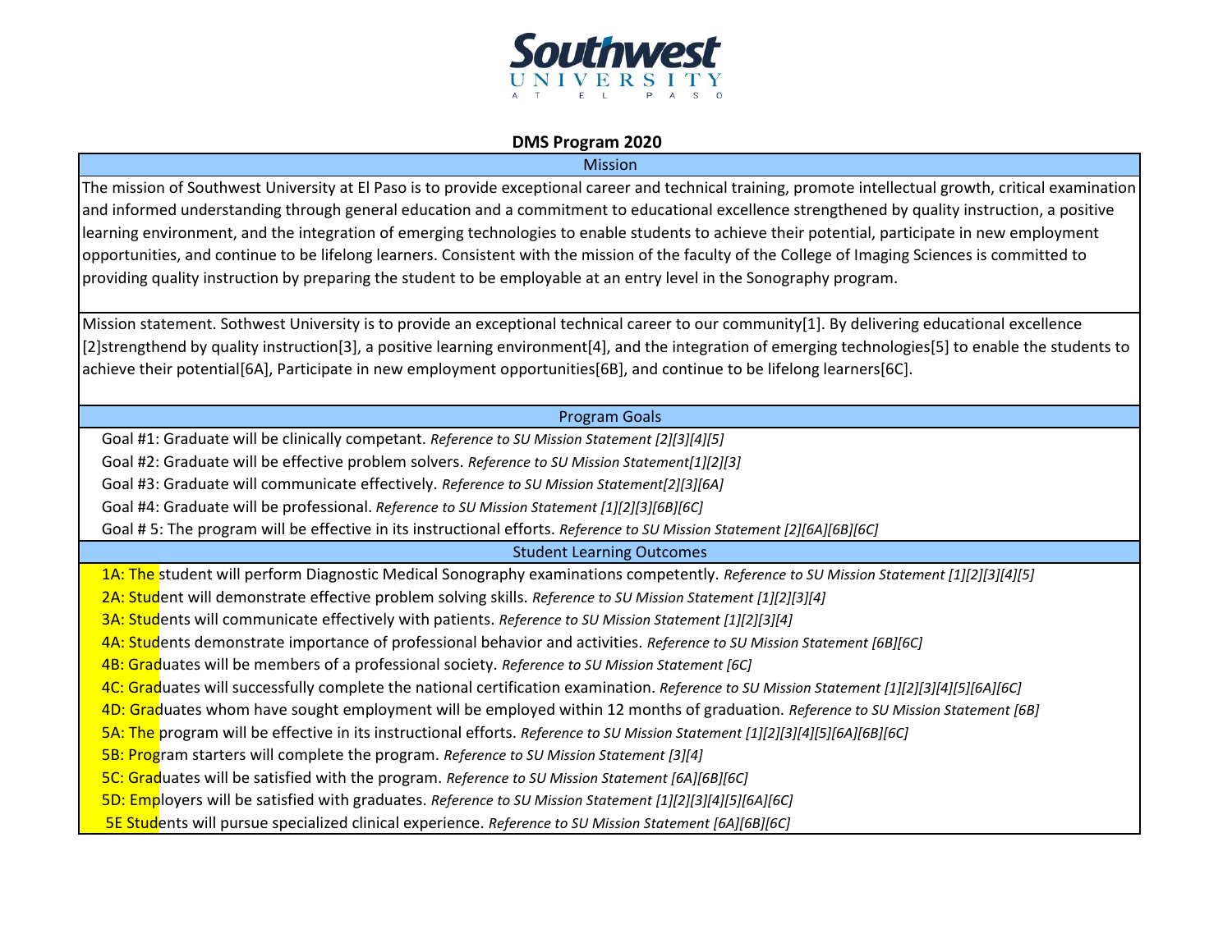Southwest UNIVERSITY AT EL PASO

## DMS Program 2020

### Mission

The mission of Southwest University at El Paso is to provide exceptional career and technical training, promote intellectual growth, critical examination and informed understanding through general education and a commitment to educational excellence strengthened by quality instruction, a positive learning environment, and the integration of emerging technologies to enable students to achieve their potential, participate in new employment opportunities, and continue to be lifelong learners. Consistent with the mission of the faculty of the College of Imaging Sciences is committed to providing quality instruction by preparing the student to be employable at an entry level in the Sonography program.

Mission statement. Sothwest University is to provide an exceptional technical career to our community[1]. By delivering educational excellence [2]strengthend by quality instruction[3], a positive learning environment[4], and the integration of emerging technologies[5] to enable the students to achieve their potential[6A], Participate in new employment opportunities[6B], and continue to be lifelong learners[6C].

### Program Goals

Goal #1: Graduate will be clinically competant. *Reference to SU Mission Statement [2][3][4][5]*

Goal #2: Graduate will be effective problem solvers. *Reference to SU Mission Statement[1][2][3]*

Goal #3: Graduate will communicate effectively. *Reference to SU Mission Statement[2][3][6A]*

Goal #4: Graduate will be professional. *Reference to SU Mission Statement [1][2][3][6B][6C]*

Goal # 5: The program will be effective in its instructional efforts. *Reference to SU Mission Statement [2][6A][6B][6C]*

### Student Learning Outcomes

1A: The student will perform Diagnostic Medical Sonography examinations competently. *Reference to SU Mission Statement [1][2][3][4][5]*

2A: Student will demonstrate effective problem solving skills. *Reference to SU Mission Statement [1][2][3][4]*

3A: Students will communicate effectively with patients. *Reference to SU Mission Statement [1][2][3][4]*

4A: Students demonstrate importance of professional behavior and activities. *Reference to SU Mission Statement [6B][6C]*

4B: Graduates will be members of a professional society. *Reference to SU Mission Statement [6C]*

4C: Graduates will successfully complete the national certification examination. *Reference to SU Mission Statement [1][2][3][4][5][6A][6C]*

4D: Graduates whom have sought employment will be employed within 12 months of graduation. *Reference to SU Mission Statement [6B]*

5A: The program will be effective in its instructional efforts. *Reference to SU Mission Statement [1][2][3][4][5][6A][6B][6C]*

5B: Program starters will complete the program. *Reference to SU Mission Statement [3][4]*

5C: Graduates will be satisfied with the program. *Reference to SU Mission Statement [6A][6B][6C]*

5D: Employers will be satisfied with graduates. *Reference to SU Mission Statement [1][2][3][4][5][6A][6C]*

5E Students will pursue specialized clinical experience. *Reference to SU Mission Statement [6A][6B][6C]*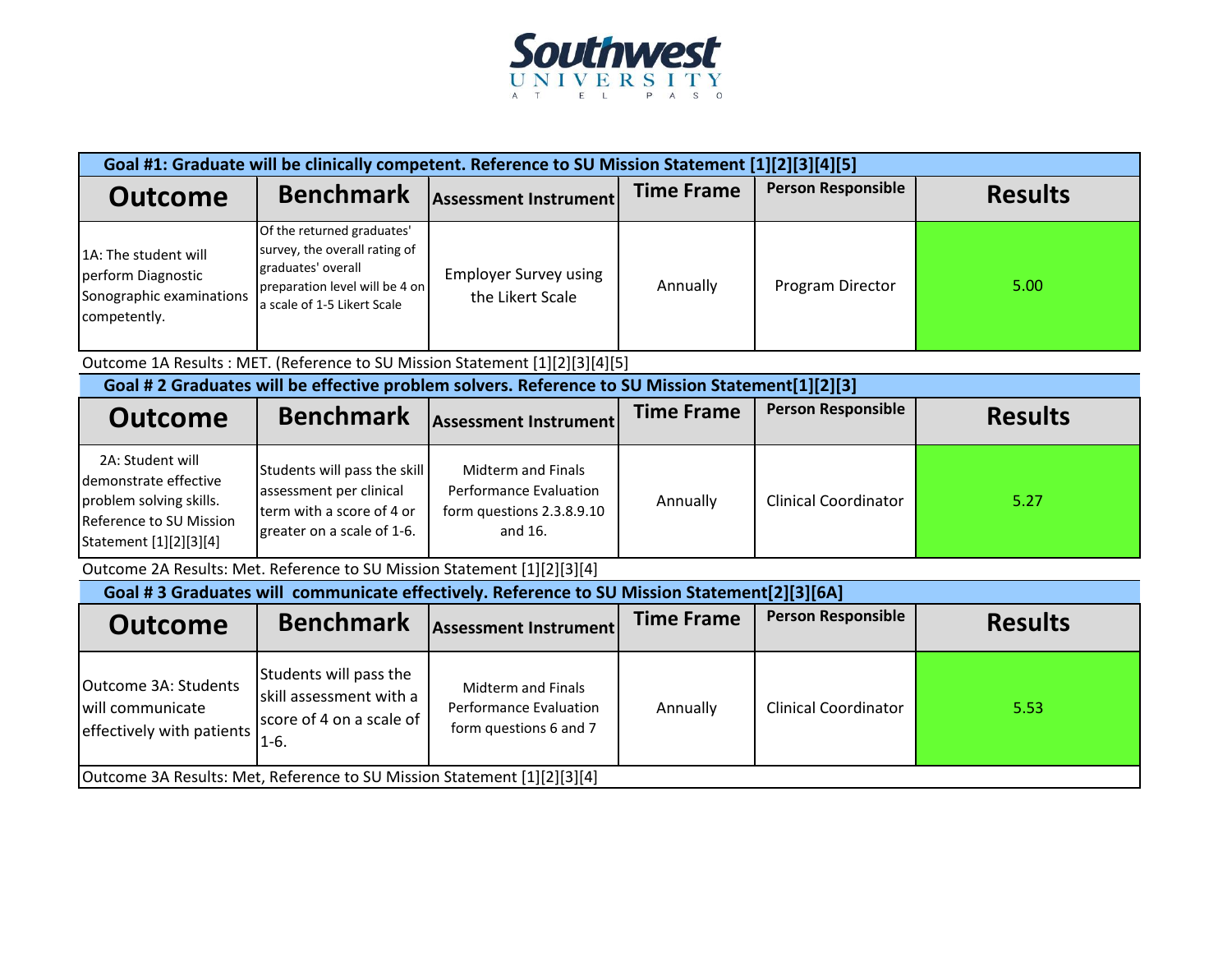Southwest University at El Paso

**Goal #1: Graduate will be clinically competent. Reference to SU Mission Statement [1][2][3][4][5]**

| Outcome | Benchmark | Assessment Instrument | Time Frame | Person Responsible | Results |
|---|---|---|---|---|---|
| 1A: The student will perform Diagnostic Sonographic examinations competently. | Of the returned graduates' survey, the overall rating of graduates' overall preparation level will be 4 on a scale of 1-5 Likert Scale | Employer Survey using the Likert Scale | Annually | Program Director | 5.00 |

Outcome 1A Results : MET. (Reference to SU Mission Statement [1][2][3][4][5]

**Goal # 2 Graduates will be effective problem solvers. Reference to SU Mission Statement[1][2][3]**

| Outcome | Benchmark | Assessment Instrument | Time Frame | Person Responsible | Results |
|---|---|---|---|---|---|
| 2A: Student will demonstrate effective problem solving skills. Reference to SU Mission Statement [1][2][3][4] | Students will pass the skill assessment per clinical term with a score of 4 or greater on a scale of 1-6. | Midterm and Finals Performance Evaluation form questions 2.3.8.9.10 and 16. | Annually | Clinical Coordinator | 5.27 |

Outcome 2A Results: Met. Reference to SU Mission Statement [1][2][3][4]

**Goal # 3 Graduates will communicate effectively. Reference to SU Mission Statement[2][3][6A]**

| Outcome | Benchmark | Assessment Instrument | Time Frame | Person Responsible | Results |
|---|---|---|---|---|---|
| Outcome 3A: Students will communicate effectively with patients | Students will pass the skill assessment with a score of 4 on a scale of 1-6. | Midterm and Finals Performance Evaluation form questions 6 and 7 | Annually | Clinical Coordinator | 5.53 |

Outcome 3A Results: Met, Reference to SU Mission Statement [1][2][3][4]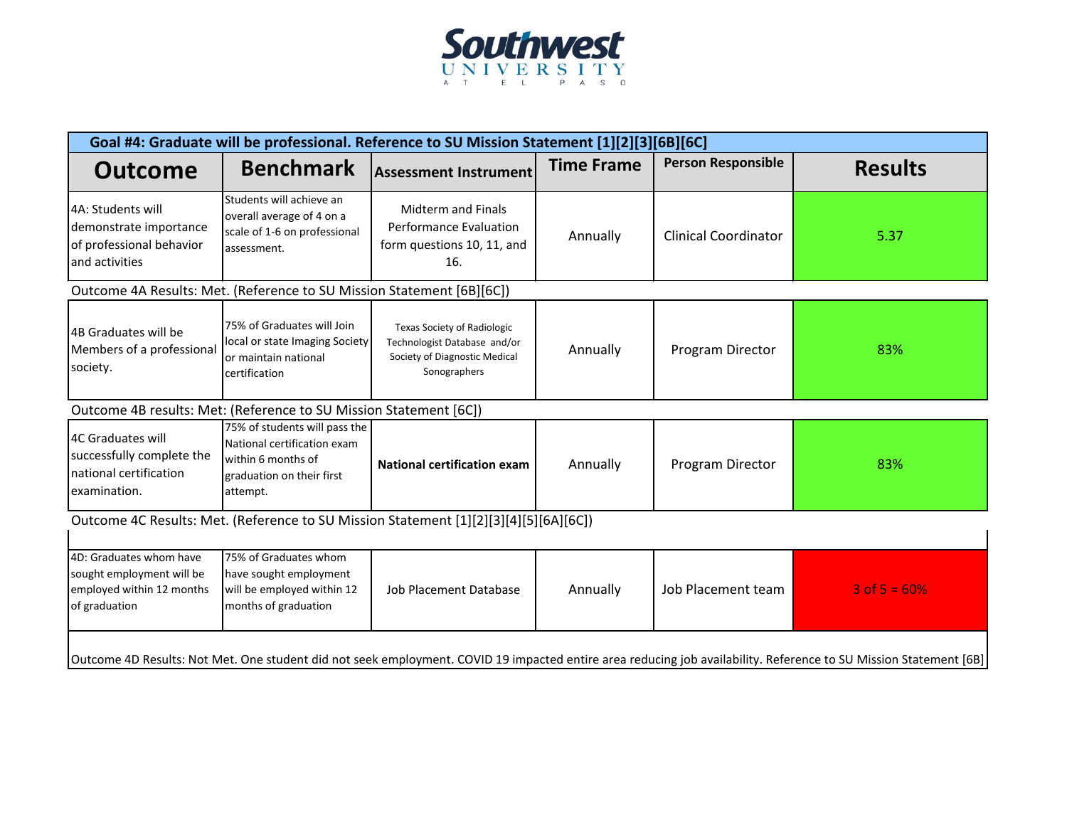Southwest University at El Paso

| Goal #4: Graduate will be professional. Reference to SU Mission Statement [1][2][3][6B][6C] | | | | | |
|---|---|---|---|---|---|
| **Outcome** | **Benchmark** | **Assessment Instrument** | **Time Frame** | **Person Responsible** | **Results** |
| 4A: Students will demonstrate importance of professional behavior and activities | Students will achieve an overall average of 4 on a scale of 1-6 on professional assessment. | Midterm and Finals Performance Evaluation form questions 10, 11, and 16. | Annually | Clinical Coordinator | 5.37 |
| Outcome 4A Results: Met. (Reference to SU Mission Statement [6B][6C]) | | | | | |
| 4B Graduates will be Members of a professional society. | 75% of Graduates will Join local or state Imaging Society or maintain national certification | Texas Society of Radiologic Technologist Database and/or Society of Diagnostic Medical Sonographers | Annually | Program Director | 83% |
| Outcome 4B results: Met: (Reference to SU Mission Statement [6C]) | | | | | |
| 4C Graduates will successfully complete the national certification examination. | 75% of students will pass the National certification exam within 6 months of graduation on their first attempt. | **National certification exam** | Annually | Program Director | 83% |
| Outcome 4C Results: Met. (Reference to SU Mission Statement [1][2][3][4][5][6A][6C]) | | | | | |
| 4D: Graduates whom have sought employment will be employed within 12 months of graduation | 75% of Graduates whom have sought employment will be employed within 12 months of graduation | Job Placement Database | Annually | Job Placement team | 3 of 5 = 60% |
| Outcome 4D Results: Not Met. One student did not seek employment. COVID 19 impacted entire area reducing job availability. Reference to SU Mission Statement [6B] | | | | | |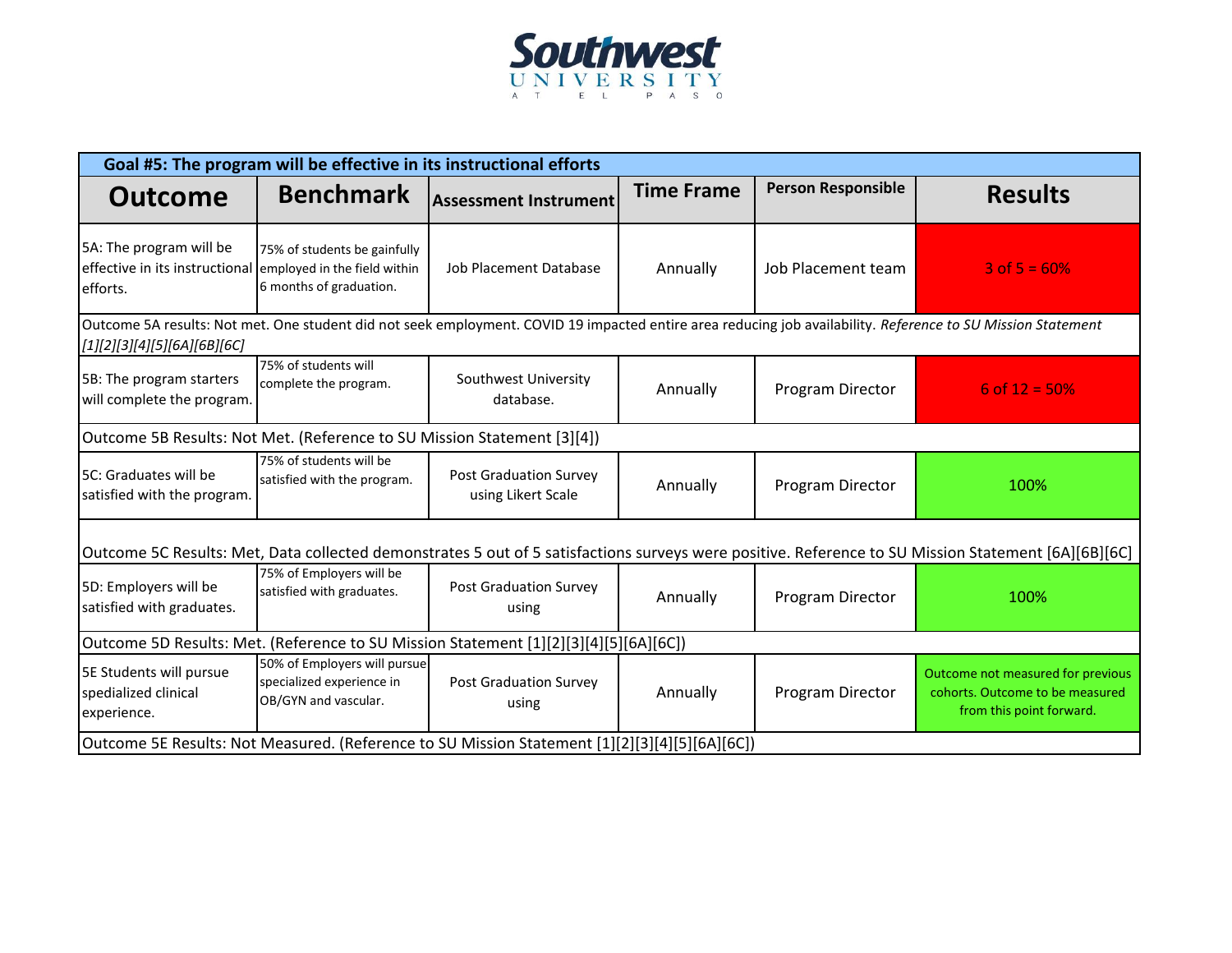Southwest University at El Paso

**Goal #5: The program will be effective in its instructional efforts**

| Outcome | Benchmark | Assessment Instrument | Time Frame | Person Responsible | Results |
|---|---|---|---|---|---|
| 5A: The program will be effective in its instructional efforts. | 75% of students be gainfully employed in the field within 6 months of graduation. | Job Placement Database | Annually | Job Placement team | 3 of 5 = 60% |
| Outcome 5A results: Not met. One student did not seek employment. COVID 19 impacted entire area reducing job availability. *Reference to SU Mission Statement [1][2][3][4][5][6A][6B][6C]* | | | | | |
| 5B: The program starters will complete the program. | 75% of students will complete the program. | Southwest University database. | Annually | Program Director | 6 of 12 = 50% |
| Outcome 5B Results: Not Met. (Reference to SU Mission Statement [3][4]) | | | | | |
| 5C: Graduates will be satisfied with the program. | 75% of students will be satisfied with the program. | Post Graduation Survey using Likert Scale | Annually | Program Director | 100% |
| Outcome 5C Results: Met, Data collected demonstrates 5 out of 5 satisfactions surveys were positive. Reference to SU Mission Statement [6A][6B][6C] | | | | | |
| 5D: Employers will be satisfied with graduates. | 75% of Employers will be satisfied with graduates. | Post Graduation Survey using | Annually | Program Director | 100% |
| Outcome 5D Results: Met. (Reference to SU Mission Statement [1][2][3][4][5][6A][6C]) | | | | | |
| 5E Students will pursue spedialized clinical experience. | 50% of Employers will pursue specialized experience in OB/GYN and vascular. | Post Graduation Survey using | Annually | Program Director | Outcome not measured for previous cohorts. Outcome to be measured from this point forward. |
| Outcome 5E Results: Not Measured. (Reference to SU Mission Statement [1][2][3][4][5][6A][6C]) | | | | | |